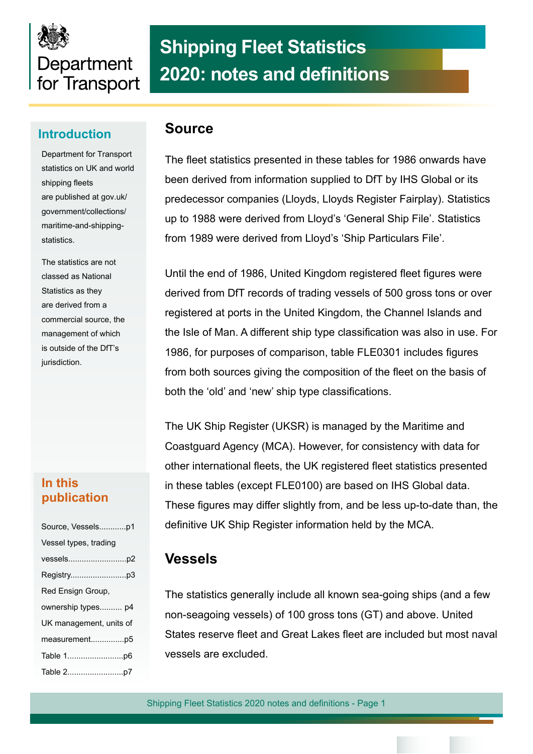Department for Transport

# Shipping Fleet Statistics 2020: notes and definitions

## Introduction

Department for Transport statistics on UK and world shipping fleets are published at gov.uk/government/collections/maritime-and-shipping-statistics.

The statistics are not classed as National Statistics as they are derived from a commercial source, the management of which is outside of the DfT's jurisdiction.

## In this publication

- Source, Vessels............p1
- Vessel types, trading vessels..........................p2
- Registry.........................p3
- Red Ensign Group, ownership types.......... p4
- UK management, units of measurement...............p5
- Table 1.........................p6
- Table 2.........................p7

## Source

The fleet statistics presented in these tables for 1986 onwards have been derived from information supplied to DfT by IHS Global or its predecessor companies (Lloyds, Lloyds Register Fairplay). Statistics up to 1988 were derived from Lloyd's 'General Ship File'. Statistics from 1989 were derived from Lloyd's 'Ship Particulars File'.

Until the end of 1986, United Kingdom registered fleet figures were derived from DfT records of trading vessels of 500 gross tons or over registered at ports in the United Kingdom, the Channel Islands and the Isle of Man. A different ship type classification was also in use. For 1986, for purposes of comparison, table FLE0301 includes figures from both sources giving the composition of the fleet on the basis of both the 'old' and 'new' ship type classifications.

The UK Ship Register (UKSR) is managed by the Maritime and Coastguard Agency (MCA). However, for consistency with data for other international fleets, the UK registered fleet statistics presented in these tables (except FLE0100) are based on IHS Global data. These figures may differ slightly from, and be less up-to-date than, the definitive UK Ship Register information held by the MCA.

## Vessels

The statistics generally include all known sea-going ships (and a few non-seagoing vessels) of 100 gross tons (GT) and above. United States reserve fleet and Great Lakes fleet are included but most naval vessels are excluded.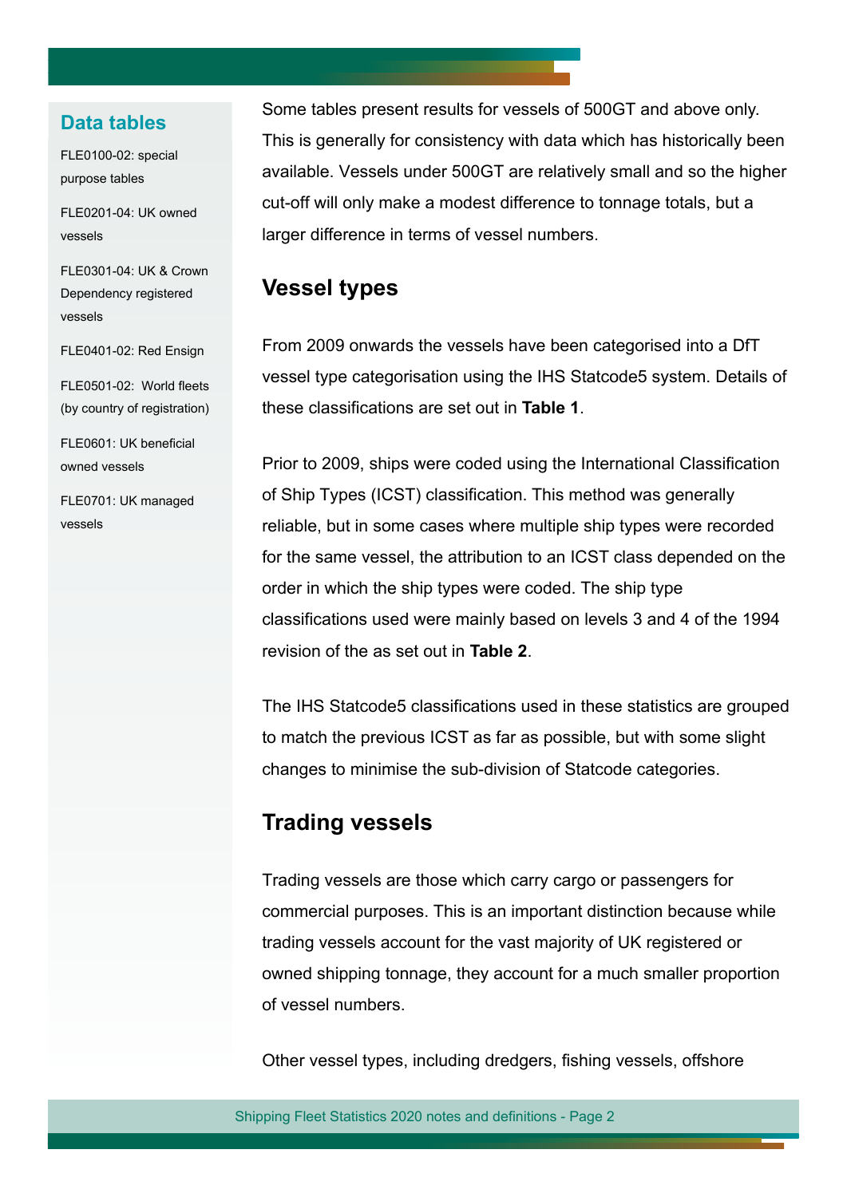## Data tables

FLE0100-02: special purpose tables

FLE0201-04: UK owned vessels

FLE0301-04: UK & Crown Dependency registered vessels

FLE0401-02: Red Ensign

FLE0501-02: World fleets (by country of registration)

FLE0601: UK beneficial owned vessels

FLE0701: UK managed vessels

Some tables present results for vessels of 500GT and above only. This is generally for consistency with data which has historically been available. Vessels under 500GT are relatively small and so the higher cut-off will only make a modest difference to tonnage totals, but a larger difference in terms of vessel numbers.

## Vessel types

From 2009 onwards the vessels have been categorised into a DfT vessel type categorisation using the IHS Statcode5 system. Details of these classifications are set out in **Table 1**.

Prior to 2009, ships were coded using the International Classification of Ship Types (ICST) classification. This method was generally reliable, but in some cases where multiple ship types were recorded for the same vessel, the attribution to an ICST class depended on the order in which the ship types were coded. The ship type classifications used were mainly based on levels 3 and 4 of the 1994 revision of the as set out in **Table 2**.

The IHS Statcode5 classifications used in these statistics are grouped to match the previous ICST as far as possible, but with some slight changes to minimise the sub-division of Statcode categories.

## Trading vessels

Trading vessels are those which carry cargo or passengers for commercial purposes. This is an important distinction because while trading vessels account for the vast majority of UK registered or owned shipping tonnage, they account for a much smaller proportion of vessel numbers.

Other vessel types, including dredgers, fishing vessels, offshore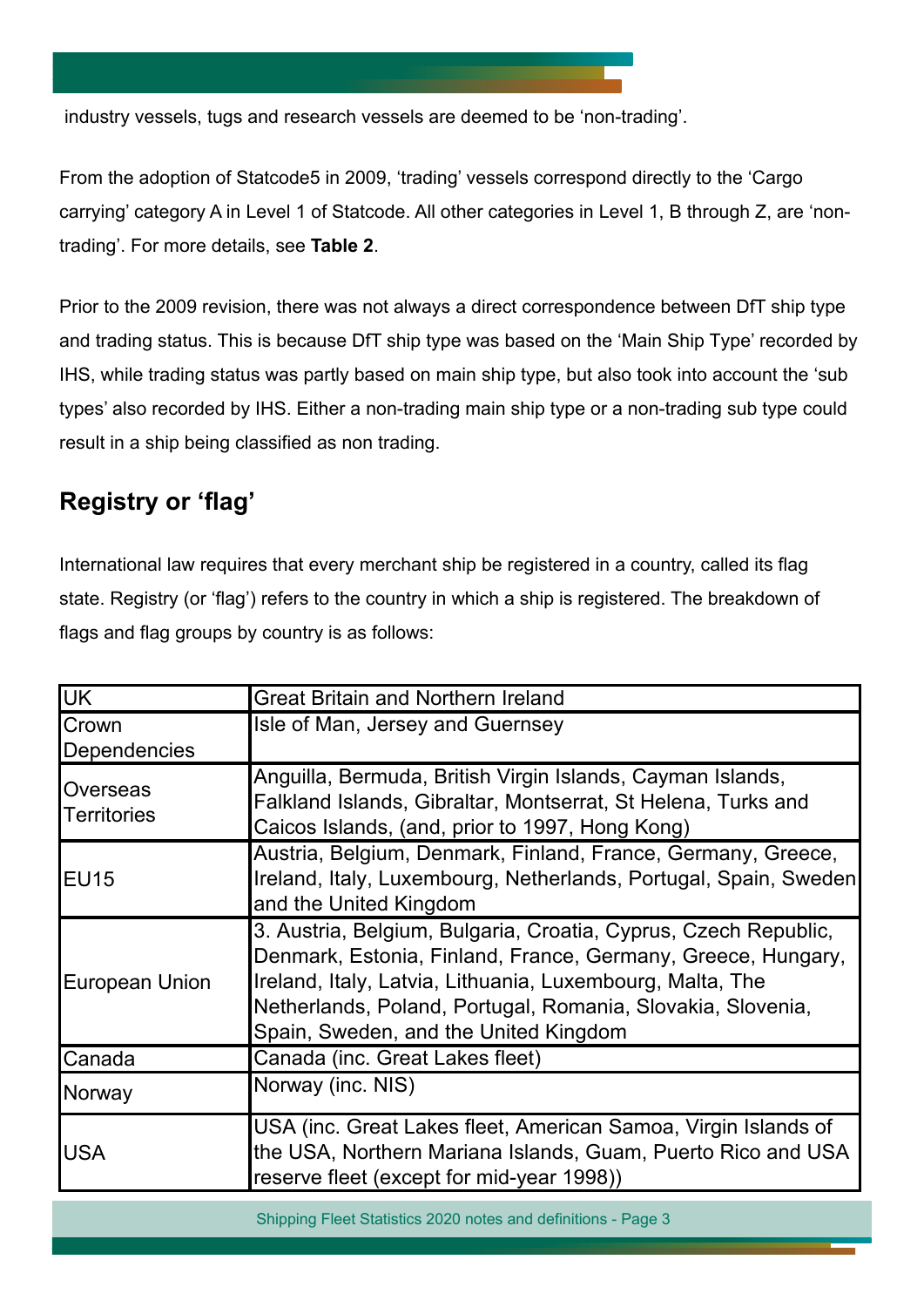industry vessels, tugs and research vessels are deemed to be 'non-trading'.

From the adoption of Statcode5 in 2009, 'trading' vessels correspond directly to the 'Cargo carrying' category A in Level 1 of Statcode. All other categories in Level 1, B through Z, are 'non-trading'. For more details, see **Table 2**.

Prior to the 2009 revision, there was not always a direct correspondence between DfT ship type and trading status. This is because DfT ship type was based on the 'Main Ship Type' recorded by IHS, while trading status was partly based on main ship type, but also took into account the 'sub types' also recorded by IHS. Either a non-trading main ship type or a non-trading sub type could result in a ship being classified as non trading.

## Registry or 'flag'

International law requires that every merchant ship be registered in a country, called its flag state. Registry (or 'flag') refers to the country in which a ship is registered. The breakdown of flags and flag groups by country is as follows:

| | |
|---|---|
| UK | Great Britain and Northern Ireland |
| Crown Dependencies | Isle of Man, Jersey and Guernsey |
| Overseas Territories | Anguilla, Bermuda, British Virgin Islands, Cayman Islands, Falkland Islands, Gibraltar, Montserrat, St Helena, Turks and Caicos Islands, (and, prior to 1997, Hong Kong) |
| EU15 | Austria, Belgium, Denmark, Finland, France, Germany, Greece, Ireland, Italy, Luxembourg, Netherlands, Portugal, Spain, Sweden and the United Kingdom |
| European Union | 3. Austria, Belgium, Bulgaria, Croatia, Cyprus, Czech Republic, Denmark, Estonia, Finland, France, Germany, Greece, Hungary, Ireland, Italy, Latvia, Lithuania, Luxembourg, Malta, The Netherlands, Poland, Portugal, Romania, Slovakia, Slovenia, Spain, Sweden, and the United Kingdom |
| Canada | Canada (inc. Great Lakes fleet) |
| Norway | Norway (inc. NIS) |
| USA | USA (inc. Great Lakes fleet, American Samoa, Virgin Islands of the USA, Northern Mariana Islands, Guam, Puerto Rico and USA reserve fleet (except for mid-year 1998)) |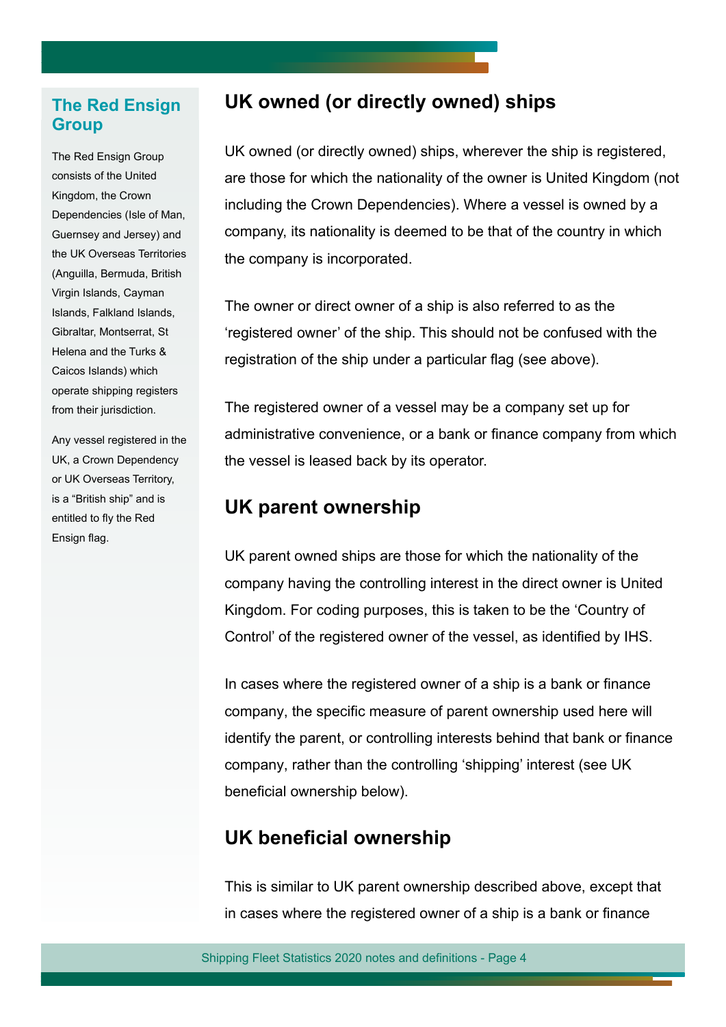### The Red Ensign Group

The Red Ensign Group consists of the United Kingdom, the Crown Dependencies (Isle of Man, Guernsey and Jersey) and the UK Overseas Territories (Anguilla, Bermuda, British Virgin Islands, Cayman Islands, Falkland Islands, Gibraltar, Montserrat, St Helena and the Turks & Caicos Islands) which operate shipping registers from their jurisdiction.

Any vessel registered in the UK, a Crown Dependency or UK Overseas Territory, is a "British ship" and is entitled to fly the Red Ensign flag.

## UK owned (or directly owned) ships

UK owned (or directly owned) ships, wherever the ship is registered, are those for which the nationality of the owner is United Kingdom (not including the Crown Dependencies). Where a vessel is owned by a company, its nationality is deemed to be that of the country in which the company is incorporated.

The owner or direct owner of a ship is also referred to as the 'registered owner' of the ship. This should not be confused with the registration of the ship under a particular flag (see above).

The registered owner of a vessel may be a company set up for administrative convenience, or a bank or finance company from which the vessel is leased back by its operator.

## UK parent ownership

UK parent owned ships are those for which the nationality of the company having the controlling interest in the direct owner is United Kingdom. For coding purposes, this is taken to be the 'Country of Control' of the registered owner of the vessel, as identified by IHS.

In cases where the registered owner of a ship is a bank or finance company, the specific measure of parent ownership used here will identify the parent, or controlling interests behind that bank or finance company, rather than the controlling 'shipping' interest (see UK beneficial ownership below).

## UK beneficial ownership

This is similar to UK parent ownership described above, except that in cases where the registered owner of a ship is a bank or finance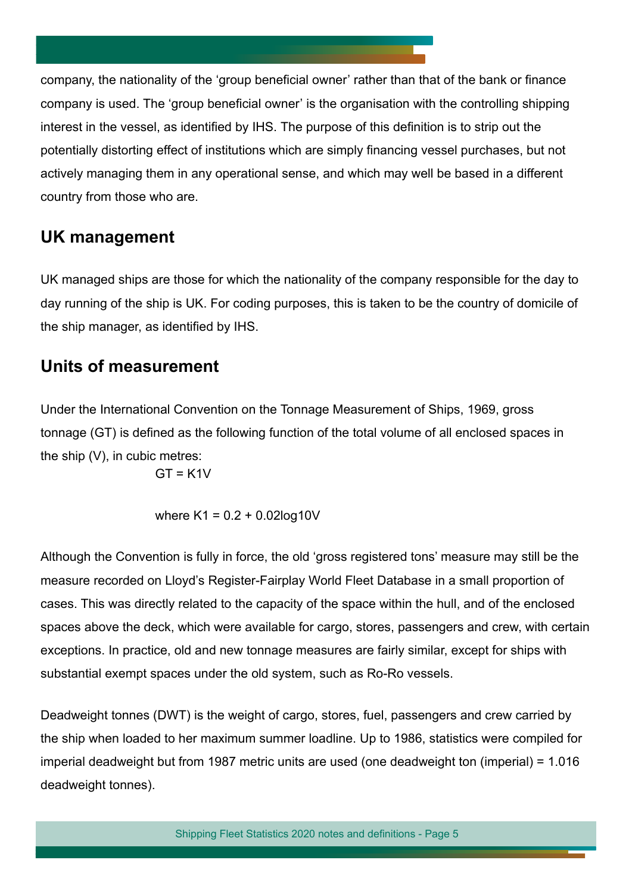company, the nationality of the 'group beneficial owner' rather than that of the bank or finance company is used. The 'group beneficial owner' is the organisation with the controlling shipping interest in the vessel, as identified by IHS. The purpose of this definition is to strip out the potentially distorting effect of institutions which are simply financing vessel purchases, but not actively managing them in any operational sense, and which may well be based in a different country from those who are.

## UK management

UK managed ships are those for which the nationality of the company responsible for the day to day running of the ship is UK. For coding purposes, this is taken to be the country of domicile of the ship manager, as identified by IHS.

## Units of measurement

Under the International Convention on the Tonnage Measurement of Ships, 1969, gross tonnage (GT) is defined as the following function of the total volume of all enclosed spaces in the ship (V), in cubic metres:

$$GT = K_1 V$$

$$\text{where } K_1 = 0.2 + 0.02 \log_{10} V$$

Although the Convention is fully in force, the old 'gross registered tons' measure may still be the measure recorded on Lloyd's Register-Fairplay World Fleet Database in a small proportion of cases. This was directly related to the capacity of the space within the hull, and of the enclosed spaces above the deck, which were available for cargo, stores, passengers and crew, with certain exceptions. In practice, old and new tonnage measures are fairly similar, except for ships with substantial exempt spaces under the old system, such as Ro-Ro vessels.

Deadweight tonnes (DWT) is the weight of cargo, stores, fuel, passengers and crew carried by the ship when loaded to her maximum summer loadline. Up to 1986, statistics were compiled for imperial deadweight but from 1987 metric units are used (one deadweight ton (imperial) = 1.016 deadweight tonnes).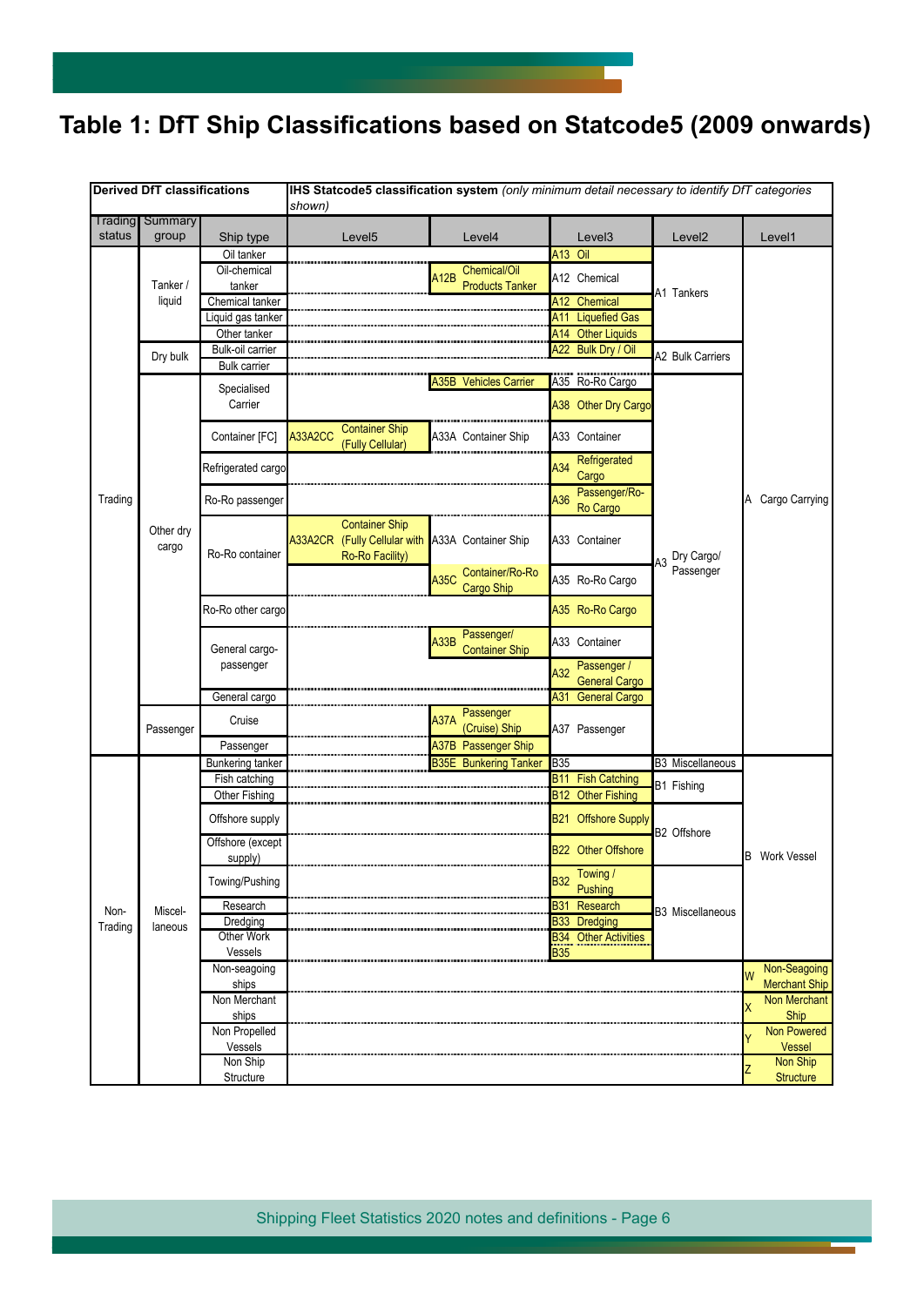# Table 1: DfT Ship Classifications based on Statcode5 (2009 onwards)

| Derived DfT classifications | | | IHS Statcode5 classification system *(only minimum detail necessary to identify DfT categories shown)* | | | | |
|---|---|---|---|---|---|---|---|
| Trading status | Summary group | Ship type | Level5 | Level4 | Level3 | Level2 | Level1 |
| Trading | Tanker / liquid | Oil tanker | | | A13 Oil | A1 Tankers | A Cargo Carrying |
| | | Oil-chemical tanker | | A12B Chemical/Oil Products Tanker | A12 Chemical | | |
| | | Chemical tanker | | | A12 Chemical | | |
| | | Liquid gas tanker | | | A11 Liquefied Gas | | |
| | | Other tanker | | | A14 Other Liquids | | |
| | Dry bulk | Bulk-oil carrier | | | A22 Bulk Dry / Oil | A2 Bulk Carriers | |
| | | Bulk carrier | | | | | |
| | Other dry cargo | Specialised Carrier | | A35B Vehicles Carrier | A35 Ro-Ro Cargo | A3 Dry Cargo/ Passenger | |
| | | | | | A38 Other Dry Cargo | | |
| | | Container [FC] | A33A2CC Container Ship (Fully Cellular) | A33A Container Ship | A33 Container | | |
| | | Refrigerated cargo | | | A34 Refrigerated Cargo | | |
| | | Ro-Ro passenger | | | A36 Passenger/Ro-Ro Cargo | | |
| | | Ro-Ro container | A33A2CR Container Ship (Fully Cellular with Ro-Ro Facility) | A33A Container Ship | A33 Container | | |
| | | | | A35C Container/Ro-Ro Cargo Ship | A35 Ro-Ro Cargo | | |
| | | Ro-Ro other cargo | | | A35 Ro-Ro Cargo | | |
| | | General cargo-passenger | | A33B Passenger/ Container Ship | A33 Container | | |
| | | | | | A32 Passenger / General Cargo | | |
| | | General cargo | | | A31 General Cargo | | |
| | Passenger | Cruise | | A37A Passenger (Cruise) Ship | A37 Passenger | | |
| | | Passenger | | A37B Passenger Ship | | | |
| Non-Trading | Miscel-laneous | Bunkering tanker | | B35E Bunkering Tanker | B35 | B3 Miscellaneous | B Work Vessel |
| | | Fish catching | | | B11 Fish Catching | B1 Fishing | |
| | | Other Fishing | | | B12 Other Fishing | | |
| | | Offshore supply | | | B21 Offshore Supply | B2 Offshore | |
| | | Offshore (except supply) | | | B22 Other Offshore | | |
| | | Towing/Pushing | | | B32 Towing / Pushing | B3 Miscellaneous | |
| | | Research | | | B31 Research | | |
| | | Dredging | | | B33 Dredging | | |
| | | Other Work Vessels | | | B34 Other Activities<br>B35 | | |
| | | Non-seagoing ships | | | | | W Non-Seagoing Merchant Ship |
| | | Non Merchant ships | | | | | X Non Merchant Ship |
| | | Non Propelled Vessels | | | | | Y Non Powered Vessel |
| | | Non Ship Structure | | | | | Z Non Ship Structure |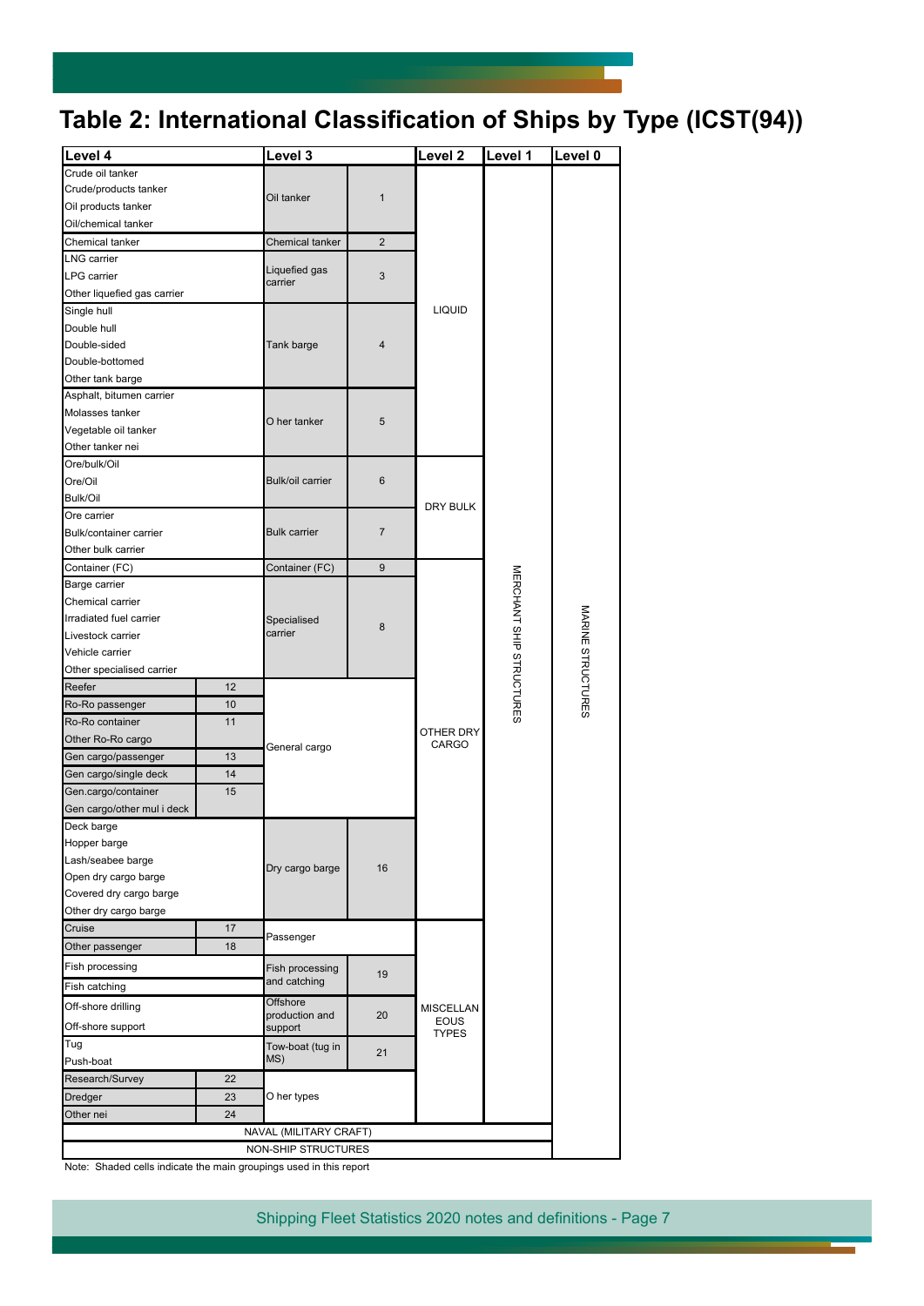# Table 2: International Classification of Ships by Type (ICST(94))

| Level 4 | | Level 3 | | Level 2 | Level 1 | Level 0 |
|---|---|---|---|---|---|---|
| Crude oil tanker<br>Crude/products tanker<br>Oil products tanker<br>Oil/chemical tanker | | Oil tanker | 1 | LIQUID | MERCHANT SHIP STRUCTURES | MARINE STRUCTURES |
| Chemical tanker | | Chemical tanker | 2 | LIQUID | MERCHANT SHIP STRUCTURES | MARINE STRUCTURES |
| LNG carrier<br>LPG carrier<br>Other liquefied gas carrier | | Liquefied gas carrier | 3 | LIQUID | MERCHANT SHIP STRUCTURES | MARINE STRUCTURES |
| Single hull<br>Double hull<br>Double-sided<br>Double-bottomed<br>Other tank barge | | Tank barge | 4 | LIQUID | MERCHANT SHIP STRUCTURES | MARINE STRUCTURES |
| Asphalt, bitumen carrier<br>Molasses tanker<br>Vegetable oil tanker<br>Other tanker nei | | O her tanker | 5 | LIQUID | MERCHANT SHIP STRUCTURES | MARINE STRUCTURES |
| Ore/bulk/Oil<br>Ore/Oil<br>Bulk/Oil | | Bulk/oil carrier | 6 | DRY BULK | MERCHANT SHIP STRUCTURES | MARINE STRUCTURES |
| Ore carrier<br>Bulk/container carrier<br>Other bulk carrier | | Bulk carrier | 7 | DRY BULK | MERCHANT SHIP STRUCTURES | MARINE STRUCTURES |
| Container (FC) | | Container (FC) | 9 | OTHER DRY CARGO | MERCHANT SHIP STRUCTURES | MARINE STRUCTURES |
| Barge carrier<br>Chemical carrier<br>Irradiated fuel carrier<br>Livestock carrier<br>Vehicle carrier<br>Other specialised carrier | | Specialised carrier | 8 | OTHER DRY CARGO | MERCHANT SHIP STRUCTURES | MARINE STRUCTURES |
| Reefer | 12 | General cargo | | OTHER DRY CARGO | MERCHANT SHIP STRUCTURES | MARINE STRUCTURES |
| Ro-Ro passenger | 10 | General cargo | | OTHER DRY CARGO | MERCHANT SHIP STRUCTURES | MARINE STRUCTURES |
| Ro-Ro container<br>Other Ro-Ro cargo | 11 | General cargo | | OTHER DRY CARGO | MERCHANT SHIP STRUCTURES | MARINE STRUCTURES |
| Gen cargo/passenger | 13 | General cargo | | OTHER DRY CARGO | MERCHANT SHIP STRUCTURES | MARINE STRUCTURES |
| Gen cargo/single deck | 14 | General cargo | | OTHER DRY CARGO | MERCHANT SHIP STRUCTURES | MARINE STRUCTURES |
| Gen.cargo/container<br>Gen cargo/other mul i deck | 15 | General cargo | | OTHER DRY CARGO | MERCHANT SHIP STRUCTURES | MARINE STRUCTURES |
| Deck barge<br>Hopper barge<br>Lash/seabee barge<br>Open dry cargo barge<br>Covered dry cargo barge<br>Other dry cargo barge | | Dry cargo barge | 16 | OTHER DRY CARGO | MERCHANT SHIP STRUCTURES | MARINE STRUCTURES |
| Cruise | 17 | Passenger | | MISCELLANEOUS TYPES | MERCHANT SHIP STRUCTURES | MARINE STRUCTURES |
| Other passenger | 18 | Passenger | | MISCELLANEOUS TYPES | MERCHANT SHIP STRUCTURES | MARINE STRUCTURES |
| Fish processing<br>Fish catching | | Fish processing and catching | 19 | MISCELLANEOUS TYPES | MERCHANT SHIP STRUCTURES | MARINE STRUCTURES |
| Off-shore drilling<br>Off-shore support | | Offshore production and support | 20 | MISCELLANEOUS TYPES | MERCHANT SHIP STRUCTURES | MARINE STRUCTURES |
| Tug<br>Push-boat | | Tow-boat (tug in MS) | 21 | MISCELLANEOUS TYPES | MERCHANT SHIP STRUCTURES | MARINE STRUCTURES |
| Research/Survey | 22 | O her types | | MISCELLANEOUS TYPES | MERCHANT SHIP STRUCTURES | MARINE STRUCTURES |
| Dredger | 23 | O her types | | MISCELLANEOUS TYPES | MERCHANT SHIP STRUCTURES | MARINE STRUCTURES |
| Other nei | 24 | O her types | | MISCELLANEOUS TYPES | MERCHANT SHIP STRUCTURES | MARINE STRUCTURES |
| NAVAL (MILITARY CRAFT) | | | | | | MARINE STRUCTURES |
| NON-SHIP STRUCTURES | | | | | | MARINE STRUCTURES |

Note: Shaded cells indicate the main groupings used in this report